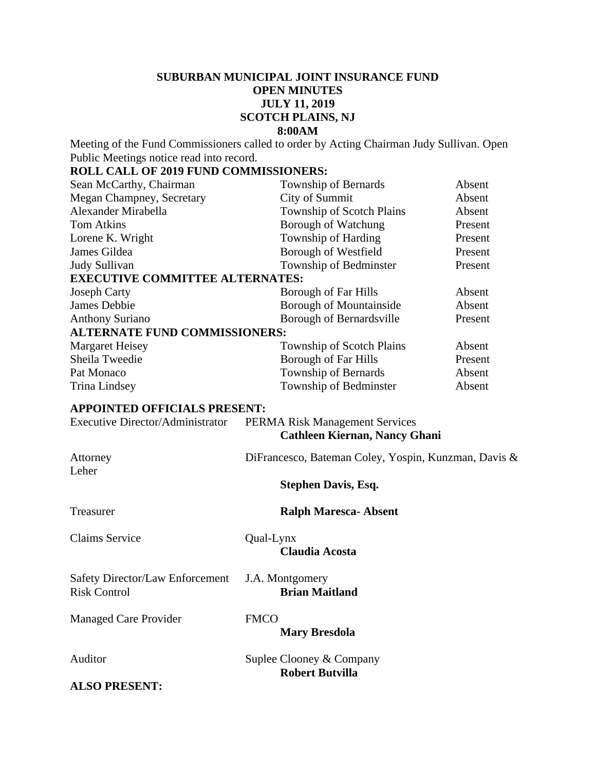# SUBURBAN MUNICIPAL JOINT INSURANCE FUND
## OPEN MINUTES
## JULY 11, 2019
## SCOTCH PLAINS, NJ
## 8:00AM

Meeting of the Fund Commissioners called to order by Acting Chairman Judy Sullivan. Open Public Meetings notice read into record.

**ROLL CALL OF 2019 FUND COMMISSIONERS:**

| | | |
|---|---|---|
| Sean McCarthy, Chairman | Township of Bernards | Absent |
| Megan Champney, Secretary | City of Summit | Absent |
| Alexander Mirabella | Township of Scotch Plains | Absent |
| Tom Atkins | Borough of Watchung | Present |
| Lorene K. Wright | Township of Harding | Present |
| James Gildea | Borough of Westfield | Present |
| Judy Sullivan | Township of Bedminster | Present |

**EXECUTIVE COMMITTEE ALTERNATES:**

| | | |
|---|---|---|
| Joseph Carty | Borough of Far Hills | Absent |
| James Debbie | Borough of Mountainside | Absent |
| Anthony Suriano | Borough of Bernardsville | Present |

**ALTERNATE FUND COMMISSIONERS:**

| | | |
|---|---|---|
| Margaret Heisey | Township of Scotch Plains | Absent |
| Sheila Tweedie | Borough of Far Hills | Present |
| Pat Monaco | Township of Bernards | Absent |
| Trina Lindsey | Township of Bedminster | Absent |

**APPOINTED OFFICIALS PRESENT:**

Executive Director/Administrator — PERMA Risk Management Services
**Cathleen Kiernan, Nancy Ghani**

Attorney — DiFrancesco, Bateman Coley, Yospin, Kunzman, Davis & Leher
**Stephen Davis, Esq.**

Treasurer — **Ralph Maresca- Absent**

Claims Service — Qual-Lynx
**Claudia Acosta**

Safety Director/Law Enforcement Risk Control — J.A. Montgomery
**Brian Maitland**

Managed Care Provider — FMCO
**Mary Bresdola**

Auditor — Suplee Clooney & Company
**Robert Butvilla**

**ALSO PRESENT:**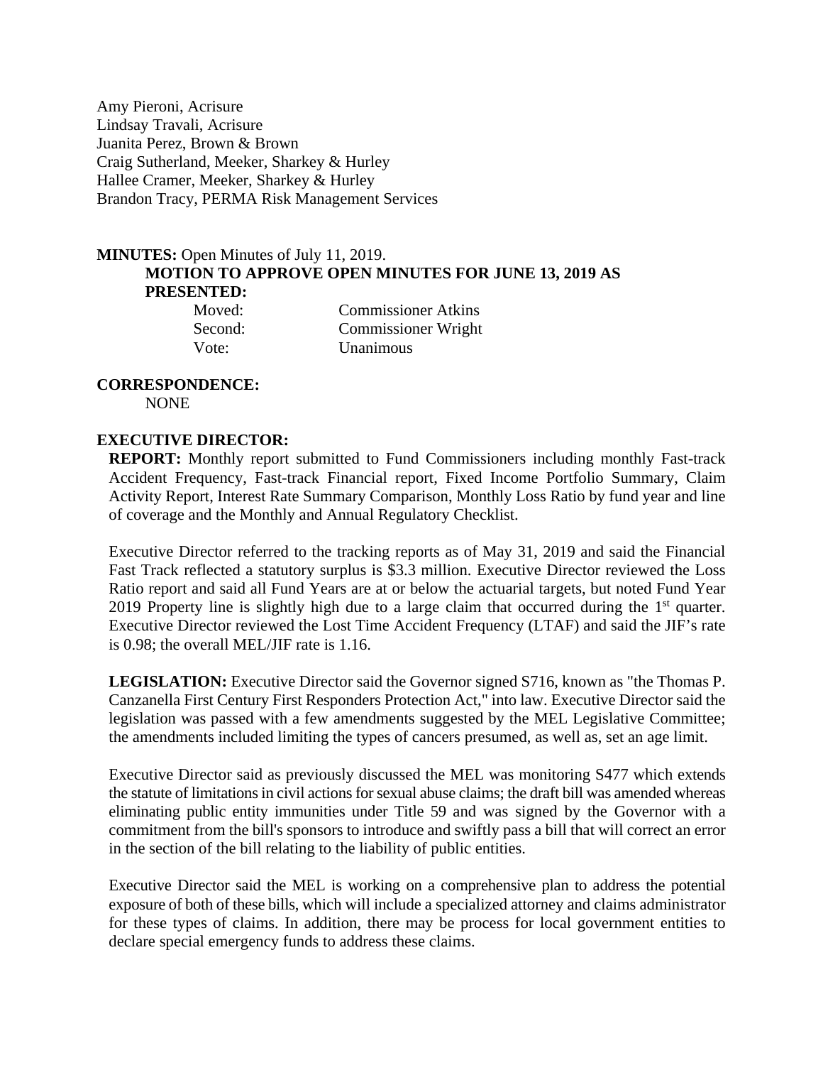Amy Pieroni, Acrisure
Lindsay Travali, Acrisure
Juanita Perez, Brown & Brown
Craig Sutherland, Meeker, Sharkey & Hurley
Hallee Cramer, Meeker, Sharkey & Hurley
Brandon Tracy, PERMA Risk Management Services

**MINUTES:** Open Minutes of July 11, 2019.

**MOTION TO APPROVE OPEN MINUTES FOR JUNE 13, 2019 AS PRESENTED:**

| | |
|---|---|
| Moved: | Commissioner Atkins |
| Second: | Commissioner Wright |
| Vote: | Unanimous |

**CORRESPONDENCE:**

NONE

**EXECUTIVE DIRECTOR:**

**REPORT:** Monthly report submitted to Fund Commissioners including monthly Fast-track Accident Frequency, Fast-track Financial report, Fixed Income Portfolio Summary, Claim Activity Report, Interest Rate Summary Comparison, Monthly Loss Ratio by fund year and line of coverage and the Monthly and Annual Regulatory Checklist.

Executive Director referred to the tracking reports as of May 31, 2019 and said the Financial Fast Track reflected a statutory surplus is $3.3 million. Executive Director reviewed the Loss Ratio report and said all Fund Years are at or below the actuarial targets, but noted Fund Year 2019 Property line is slightly high due to a large claim that occurred during the 1st quarter. Executive Director reviewed the Lost Time Accident Frequency (LTAF) and said the JIF's rate is 0.98; the overall MEL/JIF rate is 1.16.

**LEGISLATION:** Executive Director said the Governor signed S716, known as "the Thomas P. Canzanella First Century First Responders Protection Act," into law. Executive Director said the legislation was passed with a few amendments suggested by the MEL Legislative Committee; the amendments included limiting the types of cancers presumed, as well as, set an age limit.

Executive Director said as previously discussed the MEL was monitoring S477 which extends the statute of limitations in civil actions for sexual abuse claims; the draft bill was amended whereas eliminating public entity immunities under Title 59 and was signed by the Governor with a commitment from the bill's sponsors to introduce and swiftly pass a bill that will correct an error in the section of the bill relating to the liability of public entities.

Executive Director said the MEL is working on a comprehensive plan to address the potential exposure of both of these bills, which will include a specialized attorney and claims administrator for these types of claims. In addition, there may be process for local government entities to declare special emergency funds to address these claims.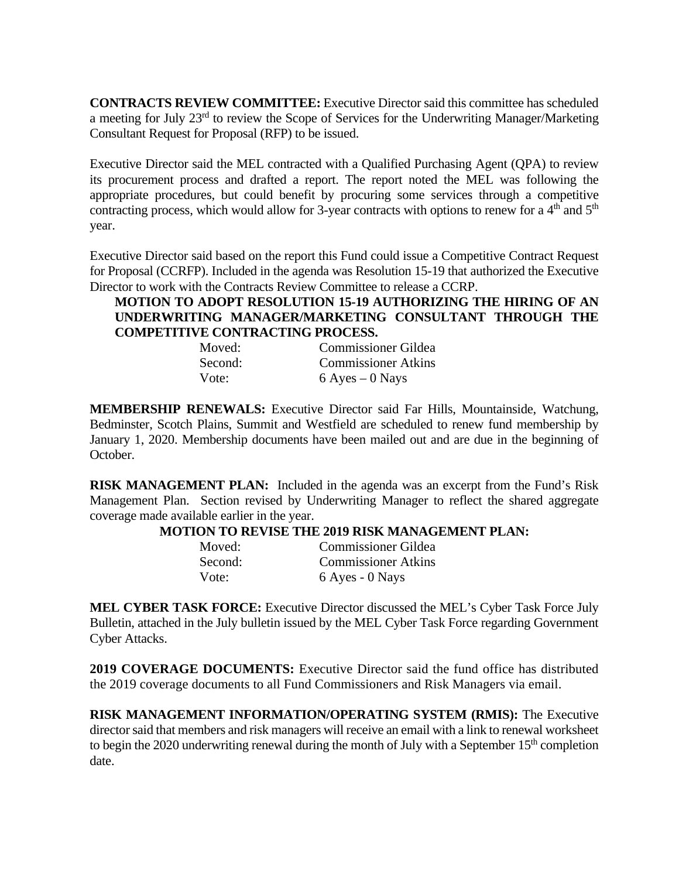**CONTRACTS REVIEW COMMITTEE:** Executive Director said this committee has scheduled a meeting for July 23rd to review the Scope of Services for the Underwriting Manager/Marketing Consultant Request for Proposal (RFP) to be issued.

Executive Director said the MEL contracted with a Qualified Purchasing Agent (QPA) to review its procurement process and drafted a report. The report noted the MEL was following the appropriate procedures, but could benefit by procuring some services through a competitive contracting process, which would allow for 3-year contracts with options to renew for a 4th and 5th year.

Executive Director said based on the report this Fund could issue a Competitive Contract Request for Proposal (CCRFP). Included in the agenda was Resolution 15-19 that authorized the Executive Director to work with the Contracts Review Committee to release a CCRP.

**MOTION TO ADOPT RESOLUTION 15-19 AUTHORIZING THE HIRING OF AN UNDERWRITING MANAGER/MARKETING CONSULTANT THROUGH THE COMPETITIVE CONTRACTING PROCESS.**

| | |
|---|---|
| Moved: | Commissioner Gildea |
| Second: | Commissioner Atkins |
| Vote: | 6 Ayes – 0 Nays |

**MEMBERSHIP RENEWALS:** Executive Director said Far Hills, Mountainside, Watchung, Bedminster, Scotch Plains, Summit and Westfield are scheduled to renew fund membership by January 1, 2020. Membership documents have been mailed out and are due in the beginning of October.

**RISK MANAGEMENT PLAN:** Included in the agenda was an excerpt from the Fund's Risk Management Plan. Section revised by Underwriting Manager to reflect the shared aggregate coverage made available earlier in the year.

**MOTION TO REVISE THE 2019 RISK MANAGEMENT PLAN:**

| | |
|---|---|
| Moved: | Commissioner Gildea |
| Second: | Commissioner Atkins |
| Vote: | 6 Ayes - 0 Nays |

**MEL CYBER TASK FORCE:** Executive Director discussed the MEL's Cyber Task Force July Bulletin, attached in the July bulletin issued by the MEL Cyber Task Force regarding Government Cyber Attacks.

**2019 COVERAGE DOCUMENTS:** Executive Director said the fund office has distributed the 2019 coverage documents to all Fund Commissioners and Risk Managers via email.

**RISK MANAGEMENT INFORMATION/OPERATING SYSTEM (RMIS):** The Executive director said that members and risk managers will receive an email with a link to renewal worksheet to begin the 2020 underwriting renewal during the month of July with a September 15th completion date.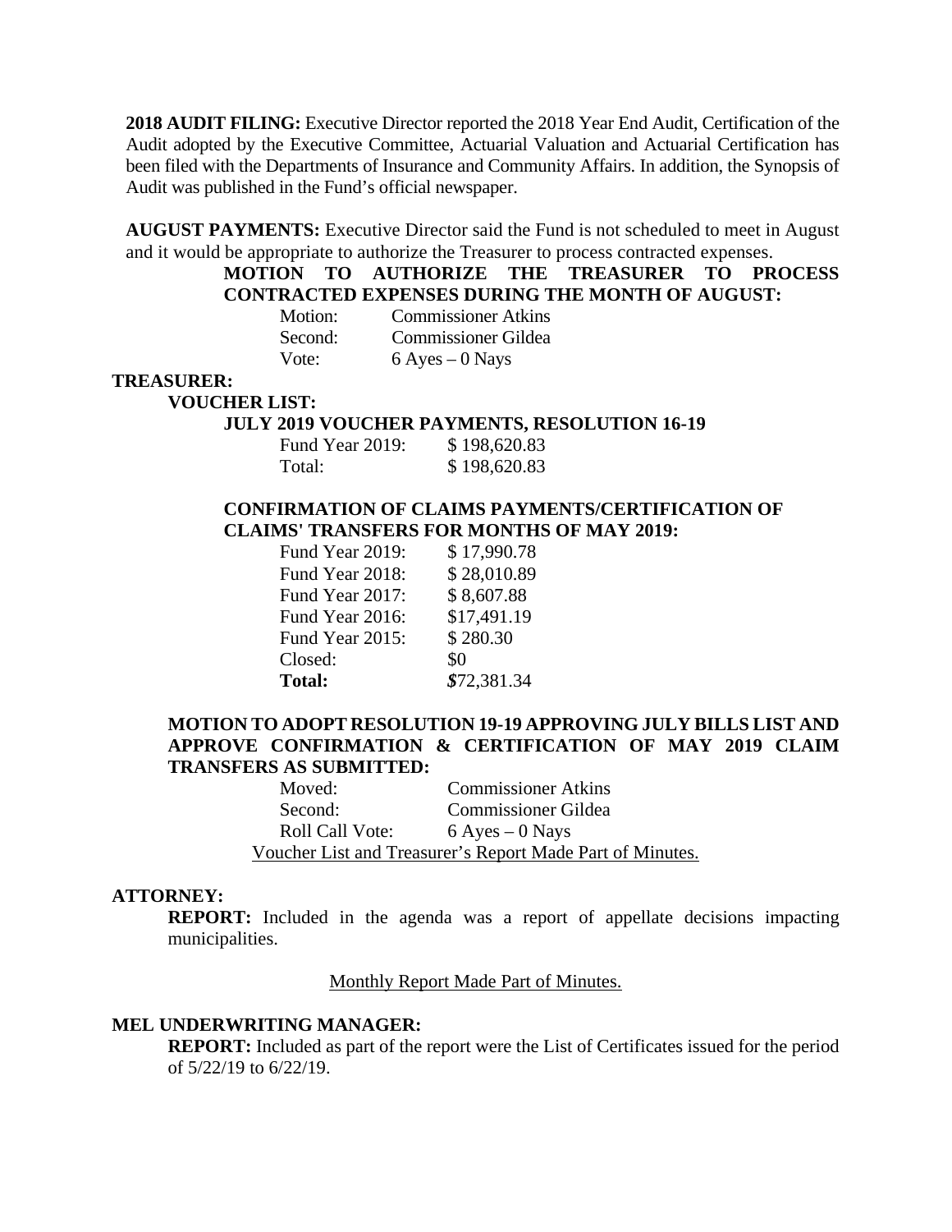**2018 AUDIT FILING:** Executive Director reported the 2018 Year End Audit, Certification of the Audit adopted by the Executive Committee, Actuarial Valuation and Actuarial Certification has been filed with the Departments of Insurance and Community Affairs. In addition, the Synopsis of Audit was published in the Fund's official newspaper.

**AUGUST PAYMENTS:** Executive Director said the Fund is not scheduled to meet in August and it would be appropriate to authorize the Treasurer to process contracted expenses.

**MOTION TO AUTHORIZE THE TREASURER TO PROCESS CONTRACTED EXPENSES DURING THE MONTH OF AUGUST:**

| | |
|---|---|
| Motion: | Commissioner Atkins |
| Second: | Commissioner Gildea |
| Vote: | 6 Ayes – 0 Nays |

**TREASURER:**

**VOUCHER LIST:**

**JULY 2019 VOUCHER PAYMENTS, RESOLUTION 16-19**

| | |
|---|---|
| Fund Year 2019: | $ 198,620.83 |
| Total: | $ 198,620.83 |

**CONFIRMATION OF CLAIMS PAYMENTS/CERTIFICATION OF CLAIMS' TRANSFERS FOR MONTHS OF MAY 2019:**

| | |
|---|---|
| Fund Year 2019: | $ 17,990.78 |
| Fund Year 2018: | $ 28,010.89 |
| Fund Year 2017: | $ 8,607.88 |
| Fund Year 2016: | $17,491.19 |
| Fund Year 2015: | $ 280.30 |
| Closed: | $0 |
| **Total:** | ***$*72,381.34** |

**MOTION TO ADOPT RESOLUTION 19-19 APPROVING JULY BILLS LIST AND APPROVE CONFIRMATION & CERTIFICATION OF MAY 2019 CLAIM TRANSFERS AS SUBMITTED:**

| | |
|---|---|
| Moved: | Commissioner Atkins |
| Second: | Commissioner Gildea |
| Roll Call Vote: | 6 Ayes – 0 Nays |

Voucher List and Treasurer's Report Made Part of Minutes.

**ATTORNEY:**

**REPORT:** Included in the agenda was a report of appellate decisions impacting municipalities.

Monthly Report Made Part of Minutes.

**MEL UNDERWRITING MANAGER:**

**REPORT:** Included as part of the report were the List of Certificates issued for the period of 5/22/19 to 6/22/19.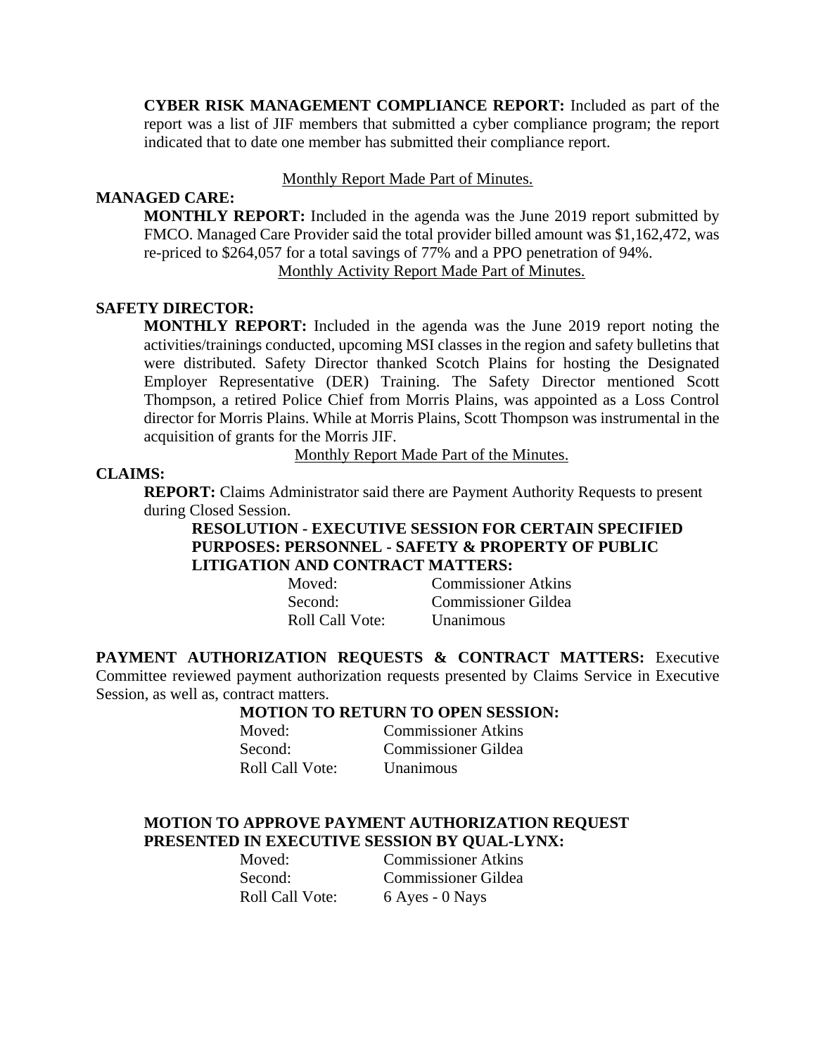**CYBER RISK MANAGEMENT COMPLIANCE REPORT:** Included as part of the report was a list of JIF members that submitted a cyber compliance program; the report indicated that to date one member has submitted their compliance report.

Monthly Report Made Part of Minutes.

**MANAGED CARE:**

**MONTHLY REPORT:** Included in the agenda was the June 2019 report submitted by FMCO. Managed Care Provider said the total provider billed amount was $1,162,472, was re-priced to $264,057 for a total savings of 77% and a PPO penetration of 94%.

Monthly Activity Report Made Part of Minutes.

**SAFETY DIRECTOR:**

**MONTHLY REPORT:** Included in the agenda was the June 2019 report noting the activities/trainings conducted, upcoming MSI classes in the region and safety bulletins that were distributed. Safety Director thanked Scotch Plains for hosting the Designated Employer Representative (DER) Training. The Safety Director mentioned Scott Thompson, a retired Police Chief from Morris Plains, was appointed as a Loss Control director for Morris Plains. While at Morris Plains, Scott Thompson was instrumental in the acquisition of grants for the Morris JIF.

Monthly Report Made Part of the Minutes.

**CLAIMS:**

**REPORT:** Claims Administrator said there are Payment Authority Requests to present during Closed Session.

**RESOLUTION - EXECUTIVE SESSION FOR CERTAIN SPECIFIED PURPOSES: PERSONNEL - SAFETY & PROPERTY OF PUBLIC LITIGATION AND CONTRACT MATTERS:**

Moved: Commissioner Atkins
Second: Commissioner Gildea
Roll Call Vote: Unanimous

**PAYMENT AUTHORIZATION REQUESTS & CONTRACT MATTERS:** Executive Committee reviewed payment authorization requests presented by Claims Service in Executive Session, as well as, contract matters.

**MOTION TO RETURN TO OPEN SESSION:**

Moved: Commissioner Atkins
Second: Commissioner Gildea
Roll Call Vote: Unanimous

**MOTION TO APPROVE PAYMENT AUTHORIZATION REQUEST PRESENTED IN EXECUTIVE SESSION BY QUAL-LYNX:**

Moved: Commissioner Atkins
Second: Commissioner Gildea
Roll Call Vote: 6 Ayes - 0 Nays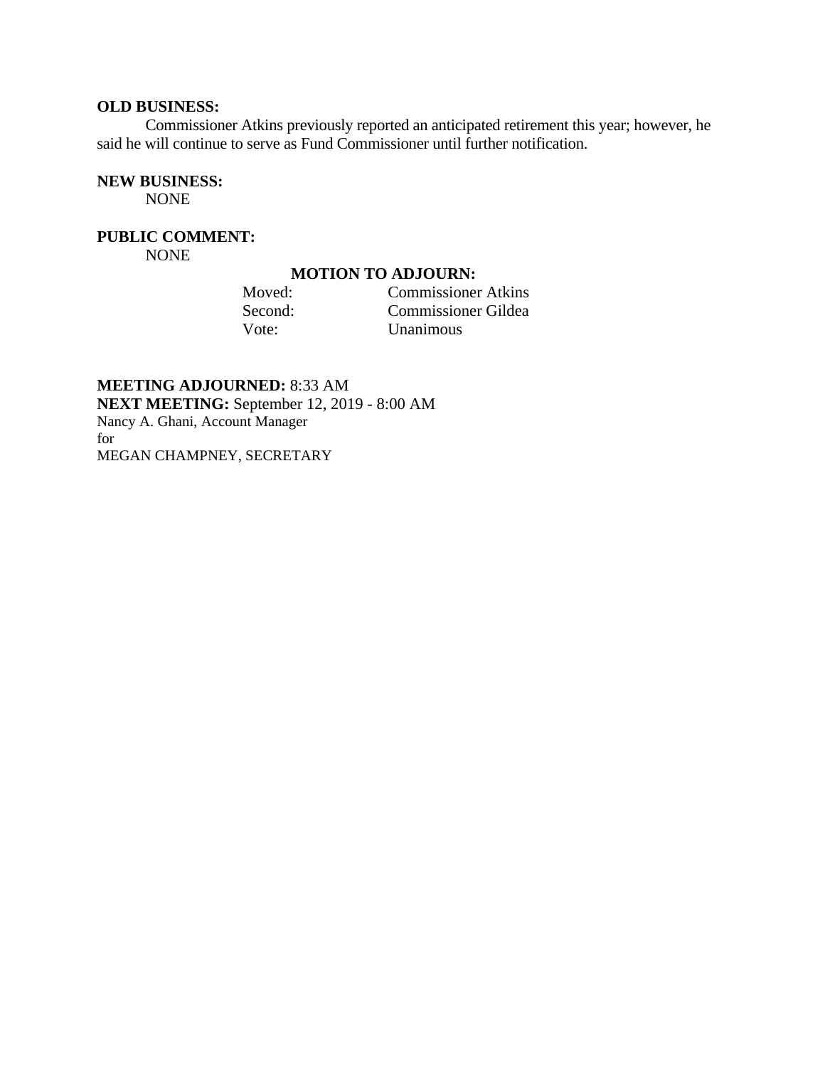**OLD BUSINESS:**

Commissioner Atkins previously reported an anticipated retirement this year; however, he said he will continue to serve as Fund Commissioner until further notification.

**NEW BUSINESS:**

NONE

**PUBLIC COMMENT:**

NONE

**MOTION TO ADJOURN:**

| | |
|---|---|
| Moved: | Commissioner Atkins |
| Second: | Commissioner Gildea |
| Vote: | Unanimous |

**MEETING ADJOURNED:** 8:33 AM
**NEXT MEETING:** September 12, 2019 - 8:00 AM
Nancy A. Ghani, Account Manager
for
MEGAN CHAMPNEY, SECRETARY